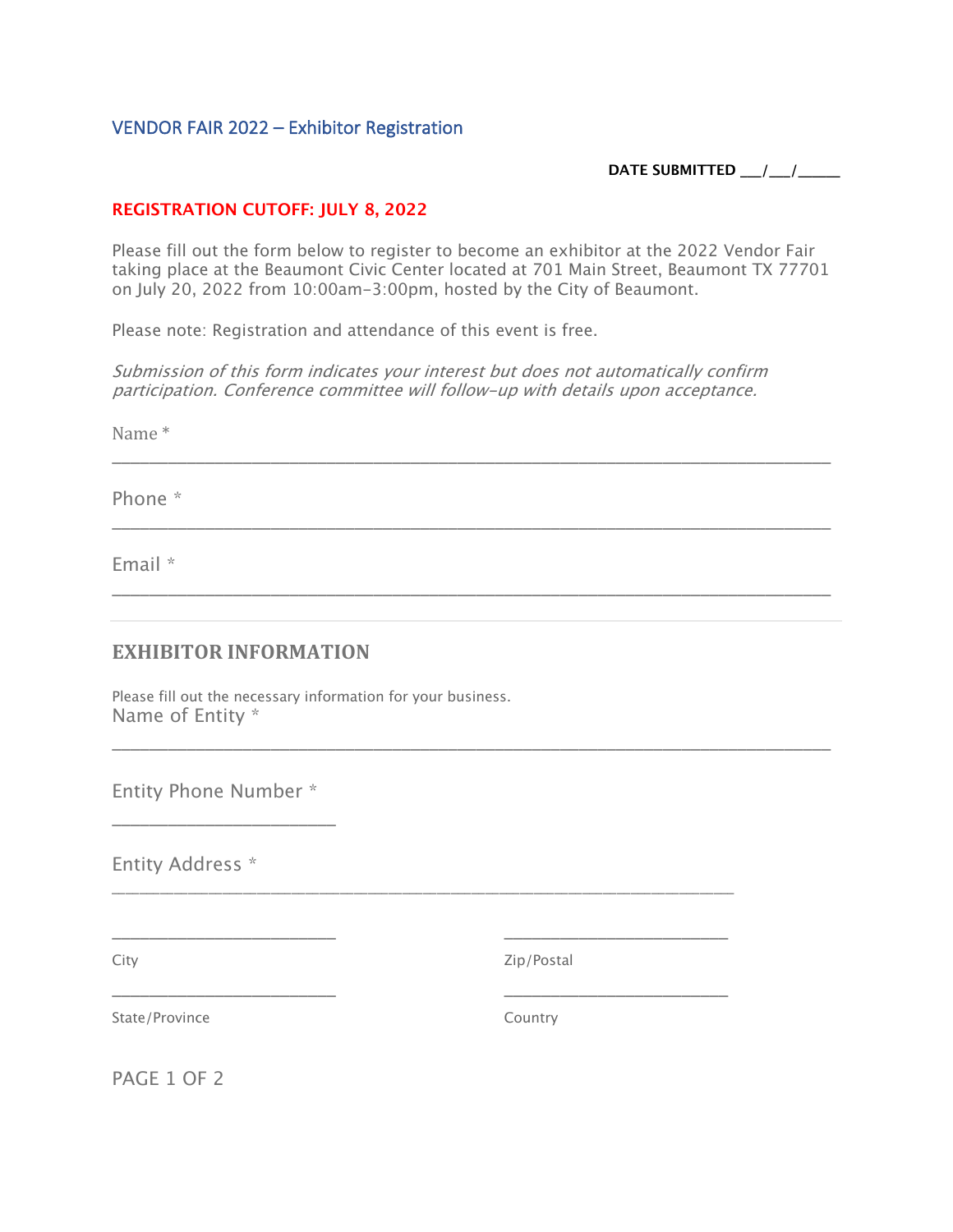# VENDOR FAIR 2022 – Exhibitor Registration

**DATE SUBMITTED ___/___/_____**

**REGISTRATION CUTOFF: JULY 8, 2022**

Please fill out the form below to register to become an exhibitor at the 2022 Vendor Fair taking place at the Beaumont Civic Center located at 701 Main Street, Beaumont TX 77701 on July 20, 2022 from 10:00am-3:00pm, hosted by the City of Beaumont.

Please note: Registration and attendance of this event is free.

*Submission of this form indicates your interest but does not automatically confirm participation. Conference committee will follow-up with details upon acceptance.*

Name *

_______________________________________________________________________________

Phone *

_______________________________________________________________________________

Email *

_______________________________________________________________________________

---

## EXHIBITOR INFORMATION

Please fill out the necessary information for your business.

Name of Entity *

_______________________________________________________________________________

Entity Phone Number *

________________________

Entity Address *

____________________________________________________________________

________________________ City

________________________ Zip/Postal

________________________ State/Province

________________________ Country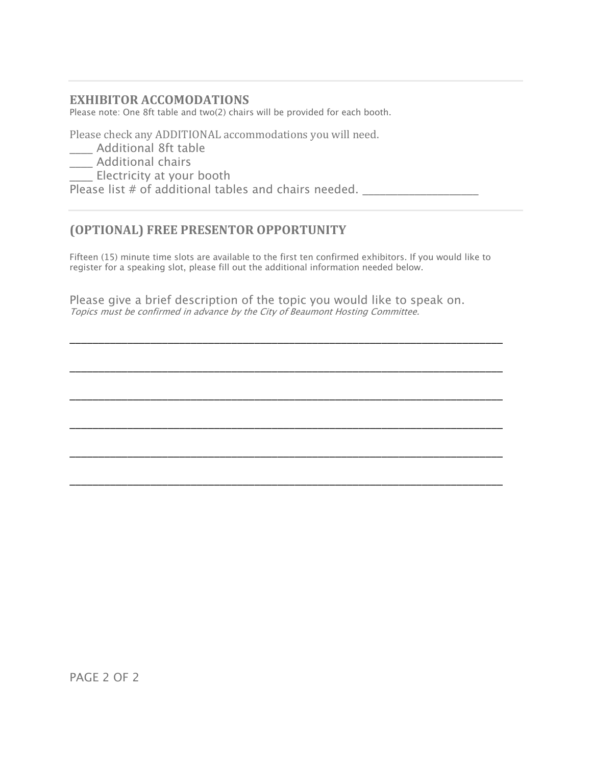## EXHIBITOR ACCOMODATIONS

Please note: One 8ft table and two(2) chairs will be provided for each booth.

Please check any ADDITIONAL accommodations you will need.

____ Additional 8ft table

____ Additional chairs

____ Electricity at your booth

Please list # of additional tables and chairs needed. ___________________

## (OPTIONAL) FREE PRESENTOR OPPORTUNITY

Fifteen (15) minute time slots are available to the first ten confirmed exhibitors. If you would like to register for a speaking slot, please fill out the additional information needed below.

Please give a brief description of the topic you would like to speak on.

*Topics must be confirmed in advance by the City of Beaumont Hosting Committee.*

_____________________________________________________________________________

_____________________________________________________________________________

_____________________________________________________________________________

_____________________________________________________________________________

_____________________________________________________________________________

_____________________________________________________________________________